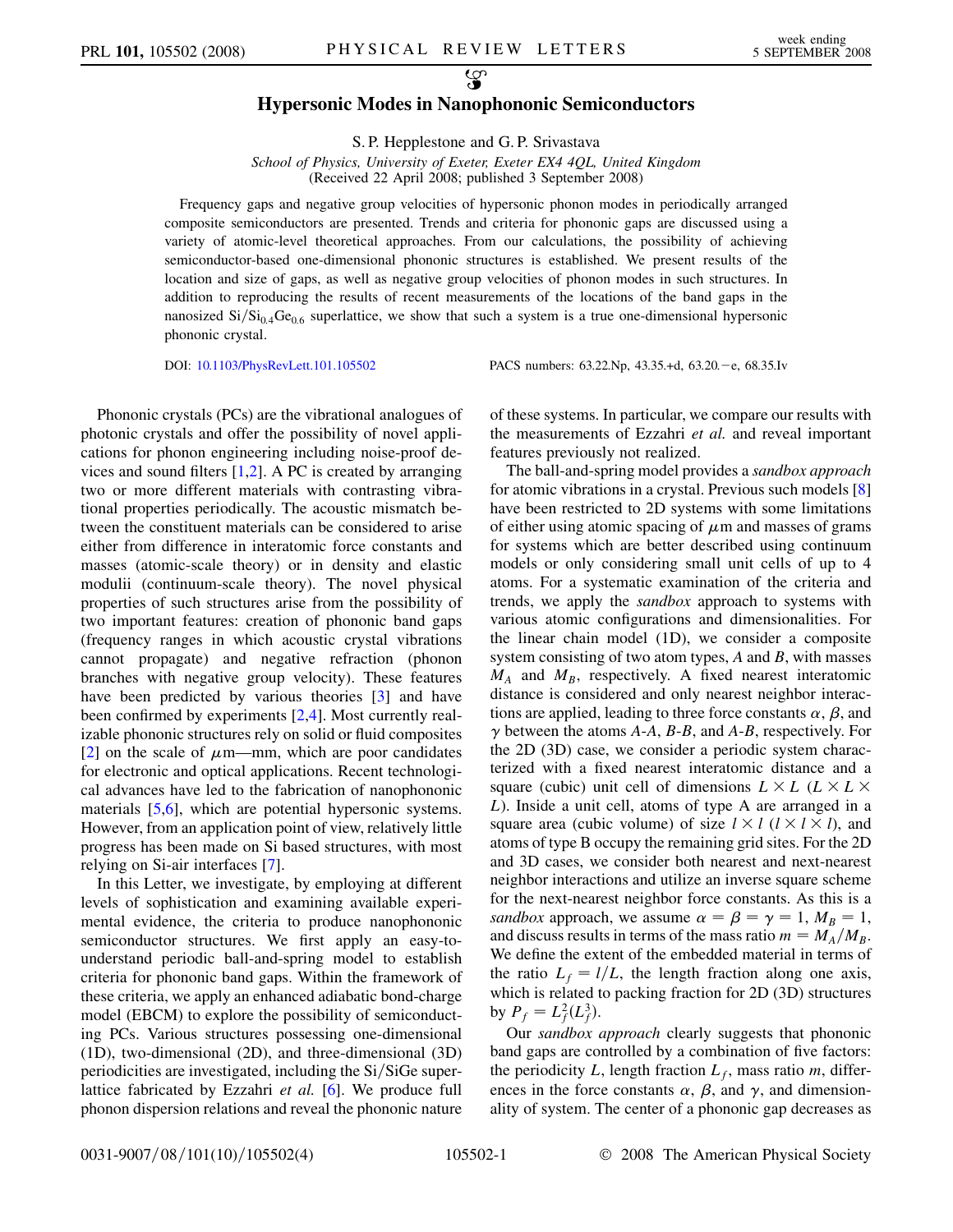# Hypersonic Modes in Nanophononic Semiconductors

S. P. Hepplestone and G. P. Srivastava

*School of Physics, University of Exeter, Exeter EX4 4QL, United Kingdom*
(Received 22 April 2008; published 3 September 2008)

Frequency gaps and negative group velocities of hypersonic phonon modes in periodically arranged composite semiconductors are presented. Trends and criteria for phononic gaps are discussed using a variety of atomic-level theoretical approaches. From our calculations, the possibility of achieving semiconductor-based one-dimensional phononic structures is established. We present results of the location and size of gaps, as well as negative group velocities of phonon modes in such structures. In addition to reproducing the results of recent measurements of the locations of the band gaps in the nanosized $Si/Si_{0.4}Ge_{0.6}$ superlattice, we show that such a system is a true one-dimensional hypersonic phononic crystal.

DOI: 10.1103/PhysRevLett.101.105502 PACS numbers: 63.22.Np, 43.35.+d, 63.20.−e, 68.35.Iv

Phononic crystals (PCs) are the vibrational analogues of photonic crystals and offer the possibility of novel applications for phonon engineering including noise-proof devices and sound filters [1,2]. A PC is created by arranging two or more different materials with contrasting vibrational properties periodically. The acoustic mismatch between the constituent materials can be considered to arise either from difference in interatomic force constants and masses (atomic-scale theory) or in density and elastic modulii (continuum-scale theory). The novel physical properties of such structures arise from the possibility of two important features: creation of phononic band gaps (frequency ranges in which acoustic crystal vibrations cannot propagate) and negative refraction (phonon branches with negative group velocity). These features have been predicted by various theories [3] and have been confirmed by experiments [2,4]. Most currently realizable phononic structures rely on solid or fluid composites [2] on the scale of $\mu$m—mm, which are poor candidates for electronic and optical applications. Recent technological advances have led to the fabrication of nanophononic materials [5,6], which are potential hypersonic systems. However, from an application point of view, relatively little progress has been made on Si based structures, with most relying on Si-air interfaces [7].

In this Letter, we investigate, by employing at different levels of sophistication and examining available experimental evidence, the criteria to produce nanophononic semiconductor structures. We first apply an easy-to-understand periodic ball-and-spring model to establish criteria for phononic band gaps. Within the framework of these criteria, we apply an enhanced adiabatic bond-charge model (EBCM) to explore the possibility of semiconducting PCs. Various structures possessing one-dimensional (1D), two-dimensional (2D), and three-dimensional (3D) periodicities are investigated, including the Si/SiGe superlattice fabricated by Ezzahri *et al.* [6]. We produce full phonon dispersion relations and reveal the phononic nature of these systems. In particular, we compare our results with the measurements of Ezzahri *et al.* and reveal important features previously not realized.

The ball-and-spring model provides a *sandbox approach* for atomic vibrations in a crystal. Previous such models [8] have been restricted to 2D systems with some limitations of either using atomic spacing of $\mu$m and masses of grams for systems which are better described using continuum models or only considering small unit cells of up to 4 atoms. For a systematic examination of the criteria and trends, we apply the *sandbox* approach to systems with various atomic configurations and dimensionalities. For the linear chain model (1D), we consider a composite system consisting of two atom types, $A$ and $B$, with masses $M_A$ and $M_B$, respectively. A fixed nearest interatomic distance is considered and only nearest neighbor interactions are applied, leading to three force constants $\alpha$, $\beta$, and $\gamma$ between the atoms $A$-$A$, $B$-$B$, and $A$-$B$, respectively. For the 2D (3D) case, we consider a periodic system characterized with a fixed nearest interatomic distance and a square (cubic) unit cell of dimensions $L \times L$ ($L \times L \times L$). Inside a unit cell, atoms of type A are arranged in a square area (cubic volume) of size $l \times l$ ($l \times l \times l$), and atoms of type B occupy the remaining grid sites. For the 2D and 3D cases, we consider both nearest and next-nearest neighbor interactions and utilize an inverse square scheme for the next-nearest neighbor force constants. As this is a *sandbox* approach, we assume $\alpha = \beta = \gamma = 1$, $M_B = 1$, and discuss results in terms of the mass ratio $m = M_A/M_B$. We define the extent of the embedded material in terms of the ratio $L_f = l/L$, the length fraction along one axis, which is related to packing fraction for 2D (3D) structures by $P_f = L_f^2(L_f^3)$.

Our *sandbox approach* clearly suggests that phononic band gaps are controlled by a combination of five factors: the periodicity $L$, length fraction $L_f$, mass ratio $m$, differences in the force constants $\alpha$, $\beta$, and $\gamma$, and dimensionality of system. The center of a phononic gap decreases as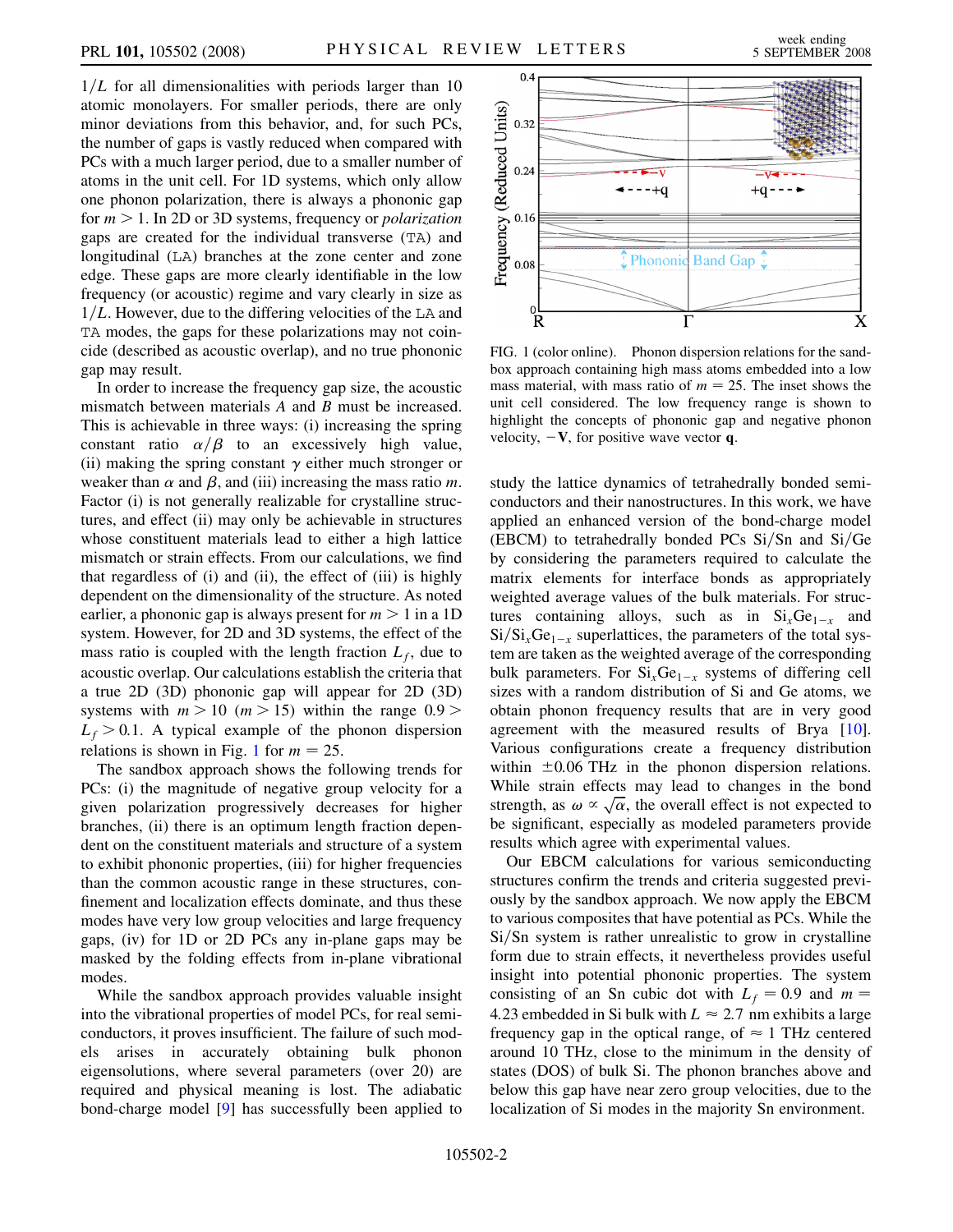$1/L$ for all dimensionalities with periods larger than 10 atomic monolayers. For smaller periods, there are only minor deviations from this behavior, and, for such PCs, the number of gaps is vastly reduced when compared with PCs with a much larger period, due to a smaller number of atoms in the unit cell. For 1D systems, which only allow one phonon polarization, there is always a phononic gap for $m > 1$. In 2D or 3D systems, frequency or *polarization* gaps are created for the individual transverse (TA) and longitudinal (LA) branches at the zone center and zone edge. These gaps are more clearly identifiable in the low frequency (or acoustic) regime and vary clearly in size as $1/L$. However, due to the differing velocities of the LA and TA modes, the gaps for these polarizations may not coincide (described as acoustic overlap), and no true phononic gap may result.

In order to increase the frequency gap size, the acoustic mismatch between materials $A$ and $B$ must be increased. This is achievable in three ways: (i) increasing the spring constant ratio $\alpha/\beta$ to an excessively high value, (ii) making the spring constant $\gamma$ either much stronger or weaker than $\alpha$ and $\beta$, and (iii) increasing the mass ratio $m$. Factor (i) is not generally realizable for crystalline structures, and effect (ii) may only be achievable in structures whose constituent materials lead to either a high lattice mismatch or strain effects. From our calculations, we find that regardless of (i) and (ii), the effect of (iii) is highly dependent on the dimensionality of the structure. As noted earlier, a phononic gap is always present for $m > 1$ in a 1D system. However, for 2D and 3D systems, the effect of the mass ratio is coupled with the length fraction $L_f$, due to acoustic overlap. Our calculations establish the criteria that a true 2D (3D) phononic gap will appear for 2D (3D) systems with $m > 10$ ($m > 15$) within the range $0.9 > L_f > 0.1$. A typical example of the phonon dispersion relations is shown in Fig. 1 for $m = 25$.

FIG. 1 (color online). Phonon dispersion relations for the sandbox approach containing high mass atoms embedded into a low mass material, with mass ratio of $m = 25$. The inset shows the unit cell considered. The low frequency range is shown to highlight the concepts of phononic gap and negative phonon velocity, $-\mathbf{V}$, for positive wave vector $\mathbf{q}$.

The sandbox approach shows the following trends for PCs: (i) the magnitude of negative group velocity for a given polarization progressively decreases for higher branches, (ii) there is an optimum length fraction dependent on the constituent materials and structure of a system to exhibit phononic properties, (iii) for higher frequencies than the common acoustic range in these structures, confinement and localization effects dominate, and thus these modes have very low group velocities and large frequency gaps, (iv) for 1D or 2D PCs any in-plane gaps may be masked by the folding effects from in-plane vibrational modes.

While the sandbox approach provides valuable insight into the vibrational properties of model PCs, for real semiconductors, it proves insufficient. The failure of such models arises in accurately obtaining bulk phonon eigensolutions, where several parameters (over 20) are required and physical meaning is lost. The adiabatic bond-charge model [9] has successfully been applied to study the lattice dynamics of tetrahedrally bonded semiconductors and their nanostructures. In this work, we have applied an enhanced version of the bond-charge model (EBCM) to tetrahedrally bonded PCs Si/Sn and Si/Ge by considering the parameters required to calculate the matrix elements for interface bonds as appropriately weighted average values of the bulk materials. For structures containing alloys, such as in $Si_xGe_{1-x}$ and $Si/Si_xGe_{1-x}$ superlattices, the parameters of the total system are taken as the weighted average of the corresponding bulk parameters. For $Si_xGe_{1-x}$ systems of differing cell sizes with a random distribution of Si and Ge atoms, we obtain phonon frequency results that are in very good agreement with the measured results of Brya [10]. Various configurations create a frequency distribution within $\pm 0.06$ THz in the phonon dispersion relations. While strain effects may lead to changes in the bond strength, as $\omega \propto \sqrt{\alpha}$, the overall effect is not expected to be significant, especially as modeled parameters provide results which agree with experimental values.

Our EBCM calculations for various semiconducting structures confirm the trends and criteria suggested previously by the sandbox approach. We now apply the EBCM to various composites that have potential as PCs. While the Si/Sn system is rather unrealistic to grow in crystalline form due to strain effects, it nevertheless provides useful insight into potential phononic properties. The system consisting of an Sn cubic dot with $L_f = 0.9$ and $m = 4.23$ embedded in Si bulk with $L \approx 2.7$ nm exhibits a large frequency gap in the optical range, of $\approx 1$ THz centered around 10 THz, close to the minimum in the density of states (DOS) of bulk Si. The phonon branches above and below this gap have near zero group velocities, due to the localization of Si modes in the majority Sn environment.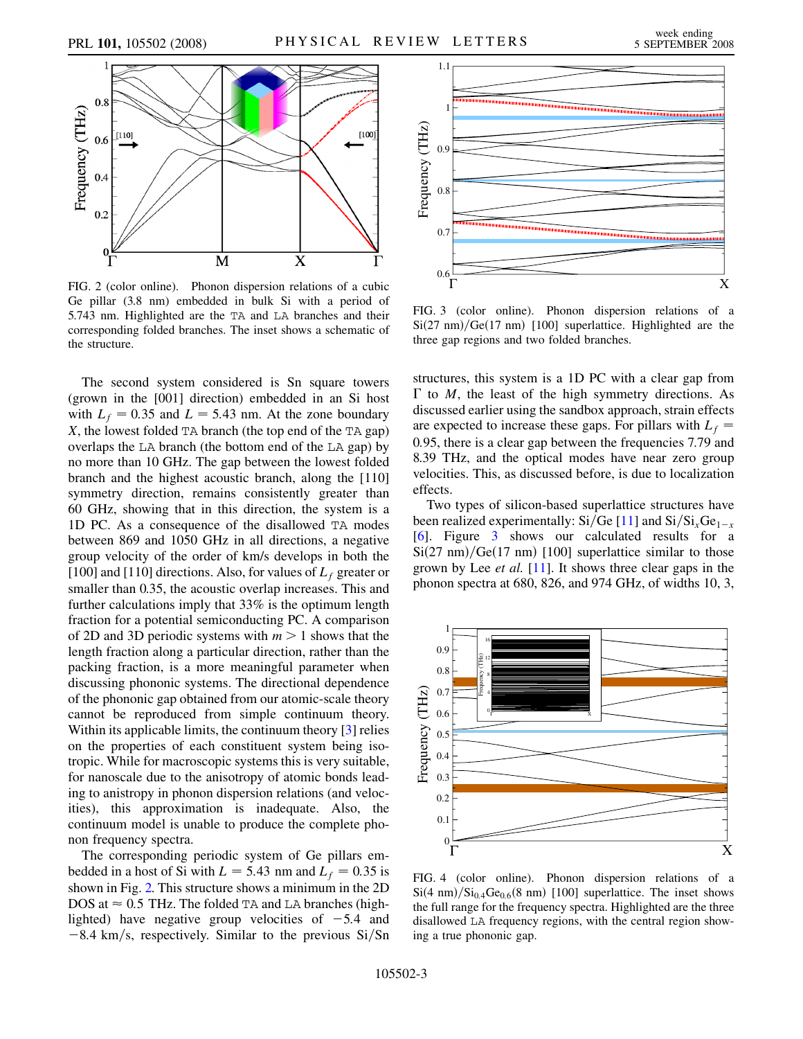FIG. 2 (color online). Phonon dispersion relations of a cubic Ge pillar (3.8 nm) embedded in bulk Si with a period of 5.743 nm. Highlighted are the TA and LA branches and their corresponding folded branches. The inset shows a schematic of the structure.

FIG. 3 (color online). Phonon dispersion relations of a Si(27 nm)/Ge(17 nm) [100] superlattice. Highlighted are the three gap regions and two folded branches.

The second system considered is Sn square towers (grown in the [001] direction) embedded in an Si host with $L_f = 0.35$ and $L = 5.43$ nm. At the zone boundary $X$, the lowest folded TA branch (the top end of the TA gap) overlaps the LA branch (the bottom end of the LA gap) by no more than 10 GHz. The gap between the lowest folded branch and the highest acoustic branch, along the [110] symmetry direction, remains consistently greater than 60 GHz, showing that in this direction, the system is a 1D PC. As a consequence of the disallowed TA modes between 869 and 1050 GHz in all directions, a negative group velocity of the order of km/s develops in both the [100] and [110] directions. Also, for values of $L_f$ greater or smaller than 0.35, the acoustic overlap increases. This and further calculations imply that 33% is the optimum length fraction for a potential semiconducting PC. A comparison of 2D and 3D periodic systems with $m > 1$ shows that the length fraction along a particular direction, rather than the packing fraction, is a more meaningful parameter when discussing phononic systems. The directional dependence of the phononic gap obtained from our atomic-scale theory cannot be reproduced from simple continuum theory. Within its applicable limits, the continuum theory [3] relies on the properties of each constituent system being isotropic. While for macroscopic systems this is very suitable, for nanoscale due to the anisotropy of atomic bonds leading to anistropy in phonon dispersion relations (and velocities), this approximation is inadequate. Also, the continuum model is unable to produce the complete phonon frequency spectra.

The corresponding periodic system of Ge pillars embedded in a host of Si with $L = 5.43$ nm and $L_f = 0.35$ is shown in Fig. 2. This structure shows a minimum in the 2D DOS at $\approx 0.5$ THz. The folded TA and LA branches (highlighted) have negative group velocities of $-5.4$ and $-8.4$ km/s, respectively. Similar to the previous Si/Sn structures, this system is a 1D PC with a clear gap from $\Gamma$ to $M$, the least of the high symmetry directions. As discussed earlier using the sandbox approach, strain effects are expected to increase these gaps. For pillars with $L_f = 0.95$, there is a clear gap between the frequencies 7.79 and 8.39 THz, and the optical modes have near zero group velocities. This, as discussed before, is due to localization effects.

Two types of silicon-based superlattice structures have been realized experimentally: Si/Ge [11] and $Si/Si_xGe_{1-x}$ [6]. Figure 3 shows our calculated results for a Si(27 nm)/Ge(17 nm) [100] superlattice similar to those grown by Lee *et al.* [11]. It shows three clear gaps in the phonon spectra at 680, 826, and 974 GHz, of widths 10, 3,

FIG. 4 (color online). Phonon dispersion relations of a $Si(4\ nm)/Si_{0.4}Ge_{0.6}(8\ nm)$ [100] superlattice. The inset shows the full range for the frequency spectra. Highlighted are the three disallowed LA frequency regions, with the central region showing a true phononic gap.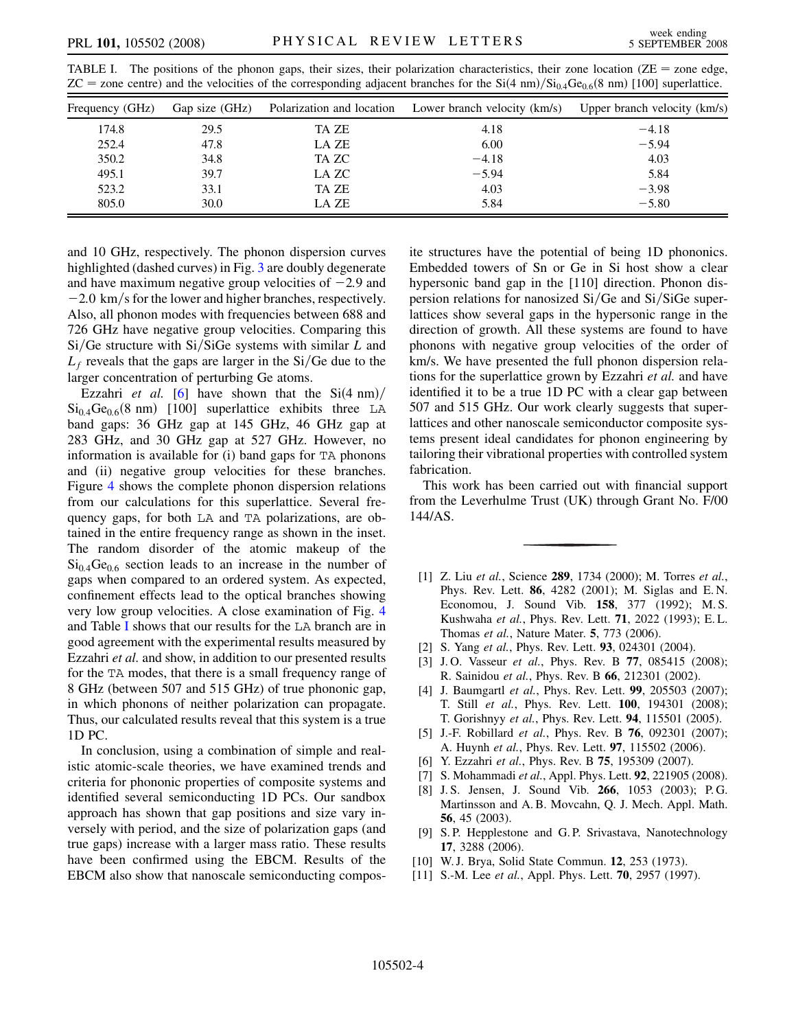TABLE I. The positions of the phonon gaps, their sizes, their polarization characteristics, their zone location (ZE = zone edge, ZC = zone centre) and the velocities of the corresponding adjacent branches for the Si(4 nm)/$Si_{0.4}Ge_{0.6}$(8 nm) [100] superlattice.

| Frequency (GHz) | Gap size (GHz) | Polarization and location | Lower branch velocity (km/s) | Upper branch velocity (km/s) |
|---|---|---|---|---|
| 174.8 | 29.5 | TA ZE | 4.18 | −4.18 |
| 252.4 | 47.8 | LA ZE | 6.00 | −5.94 |
| 350.2 | 34.8 | TA ZC | −4.18 | 4.03 |
| 495.1 | 39.7 | LA ZC | −5.94 | 5.84 |
| 523.2 | 33.1 | TA ZE | 4.03 | −3.98 |
| 805.0 | 30.0 | LA ZE | 5.84 | −5.80 |

and 10 GHz, respectively. The phonon dispersion curves highlighted (dashed curves) in Fig. 3 are doubly degenerate and have maximum negative group velocities of −2.9 and −2.0 km/s for the lower and higher branches, respectively. Also, all phonon modes with frequencies between 688 and 726 GHz have negative group velocities. Comparing this Si/Ge structure with Si/SiGe systems with similar $L$ and $L_f$ reveals that the gaps are larger in the Si/Ge due to the larger concentration of perturbing Ge atoms.

Ezzahri *et al.* [6] have shown that the Si(4 nm)/$Si_{0.4}Ge_{0.6}$(8 nm) [100] superlattice exhibits three LA band gaps: 36 GHz gap at 145 GHz, 46 GHz gap at 283 GHz, and 30 GHz gap at 527 GHz. However, no information is available for (i) band gaps for TA phonons and (ii) negative group velocities for these branches. Figure 4 shows the complete phonon dispersion relations from our calculations for this superlattice. Several frequency gaps, for both LA and TA polarizations, are obtained in the entire frequency range as shown in the inset. The random disorder of the atomic makeup of the $Si_{0.4}Ge_{0.6}$ section leads to an increase in the number of gaps when compared to an ordered system. As expected, confinement effects lead to the optical branches showing very low group velocities. A close examination of Fig. 4 and Table I shows that our results for the LA branch are in good agreement with the experimental results measured by Ezzahri *et al.* and show, in addition to our presented results for the TA modes, that there is a small frequency range of 8 GHz (between 507 and 515 GHz) of true phononic gap, in which phonons of neither polarization can propagate. Thus, our calculated results reveal that this system is a true 1D PC.

In conclusion, using a combination of simple and realistic atomic-scale theories, we have examined trends and criteria for phononic properties of composite systems and identified several semiconducting 1D PCs. Our sandbox approach has shown that gap positions and size vary inversely with period, and the size of polarization gaps (and true gaps) increase with a larger mass ratio. These results have been confirmed using the EBCM. Results of the EBCM also show that nanoscale semiconducting composite structures have the potential of being 1D phononics. Embedded towers of Sn or Ge in Si host show a clear hypersonic band gap in the [110] direction. Phonon dispersion relations for nanosized Si/Ge and Si/SiGe superlattices show several gaps in the hypersonic range in the direction of growth. All these systems are found to have phonons with negative group velocities of the order of km/s. We have presented the full phonon dispersion relations for the superlattice grown by Ezzahri *et al.* and have identified it to be a true 1D PC with a clear gap between 507 and 515 GHz. Our work clearly suggests that superlattices and other nanoscale semiconductor composite systems present ideal candidates for phonon engineering by tailoring their vibrational properties with controlled system fabrication.

This work has been carried out with financial support from the Leverhulme Trust (UK) through Grant No. F/00 144/AS.

---

[1] Z. Liu *et al.*, Science **289**, 1734 (2000); M. Torres *et al.*, Phys. Rev. Lett. **86**, 4282 (2001); M. Siglas and E. N. Economou, J. Sound Vib. **158**, 377 (1992); M. S. Kushwaha *et al.*, Phys. Rev. Lett. **71**, 2022 (1993); E. L. Thomas *et al.*, Nature Mater. **5**, 773 (2006).

[2] S. Yang *et al.*, Phys. Rev. Lett. **93**, 024301 (2004).

[3] J. O. Vasseur *et al.*, Phys. Rev. B **77**, 085415 (2008); R. Sainidou *et al.*, Phys. Rev. B **66**, 212301 (2002).

[4] J. Baumgartl *et al.*, Phys. Rev. Lett. **99**, 205503 (2007); T. Still *et al.*, Phys. Rev. Lett. **100**, 194301 (2008); T. Gorishnyy *et al.*, Phys. Rev. Lett. **94**, 115501 (2005).

[5] J.-F. Robillard *et al.*, Phys. Rev. B **76**, 092301 (2007); A. Huynh *et al.*, Phys. Rev. Lett. **97**, 115502 (2006).

[6] Y. Ezzahri *et al.*, Phys. Rev. B **75**, 195309 (2007).

[7] S. Mohammadi *et al.*, Appl. Phys. Lett. **92**, 221905 (2008).

[8] J. S. Jensen, J. Sound Vib. **266**, 1053 (2003); P. G. Martinsson and A. B. Movcahn, Q. J. Mech. Appl. Math. **56**, 45 (2003).

[9] S. P. Hepplestone and G. P. Srivastava, Nanotechnology **17**, 3288 (2006).

[10] W. J. Brya, Solid State Commun. **12**, 253 (1973).

[11] S.-M. Lee *et al.*, Appl. Phys. Lett. **70**, 2957 (1997).